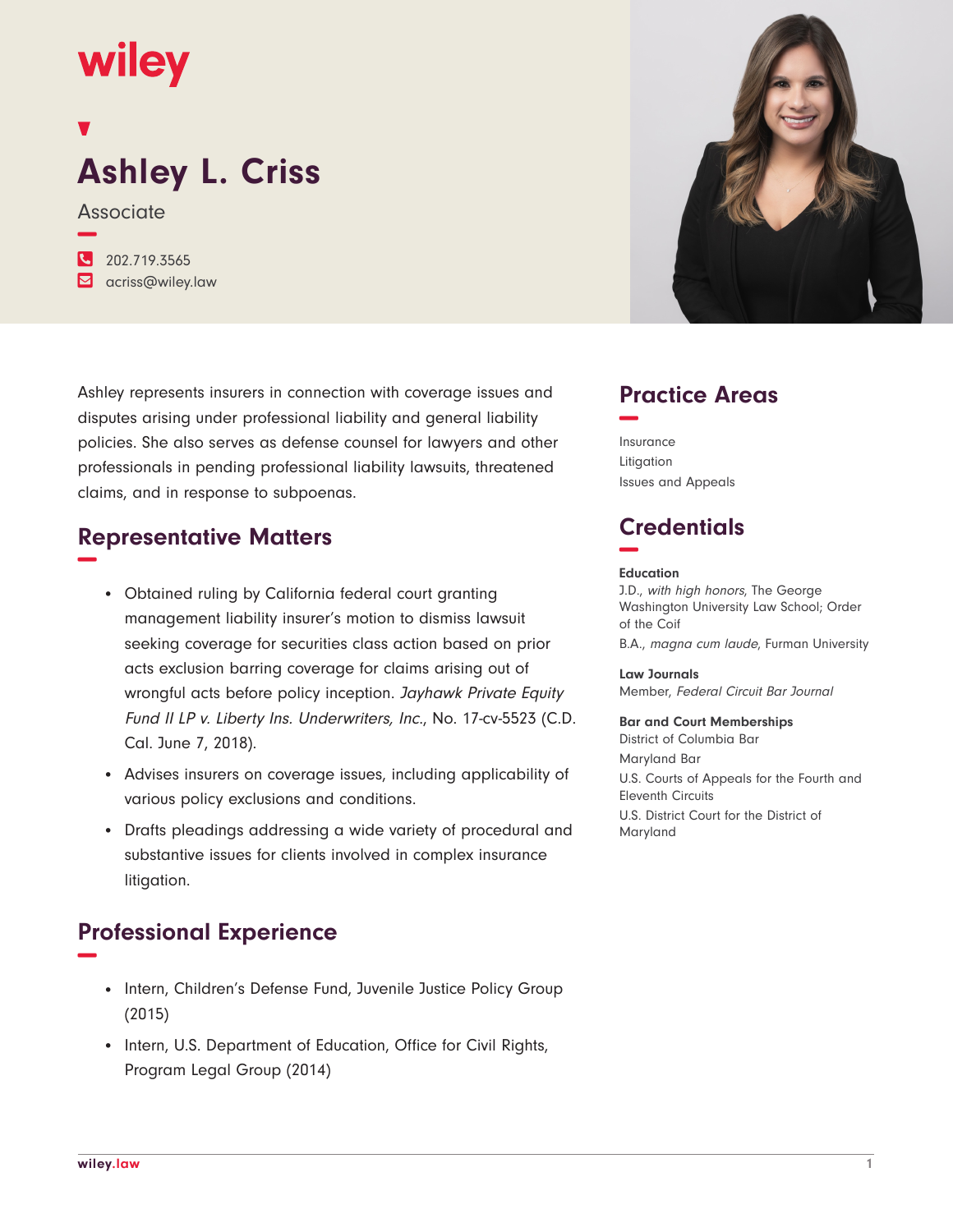# Ashley L. Criss

Associate

202.719.3565

acriss@wiley.law

Ashley represents insurers in connection with coverage issues and disputes arising under professional liability and general liability policies. She also serves as defense counsel for lawyers and other professionals in pending professional liability lawsuits, threatened claims, and in response to subpoenas.

## Representative Matters

- Obtained ruling by California federal court granting management liability insurer's motion to dismiss lawsuit seeking coverage for securities class action based on prior acts exclusion barring coverage for claims arising out of wrongful acts before policy inception. *Jayhawk Private Equity Fund II LP v. Liberty Ins. Underwriters, Inc.*, No. 17-cv-5523 (C.D. Cal. June 7, 2018).
- Advises insurers on coverage issues, including applicability of various policy exclusions and conditions.
- Drafts pleadings addressing a wide variety of procedural and substantive issues for clients involved in complex insurance litigation.

## Professional Experience

- Intern, Children's Defense Fund, Juvenile Justice Policy Group (2015)
- Intern, U.S. Department of Education, Office for Civil Rights, Program Legal Group (2014)

## Practice Areas

Insurance

Litigation

Issues and Appeals

## Credentials

**Education**

J.D., *with high honors*, The George Washington University Law School; Order of the Coif

B.A., *magna cum laude*, Furman University

**Law Journals**

Member, *Federal Circuit Bar Journal*

**Bar and Court Memberships**

District of Columbia Bar

Maryland Bar

U.S. Courts of Appeals for the Fourth and Eleventh Circuits

U.S. District Court for the District of Maryland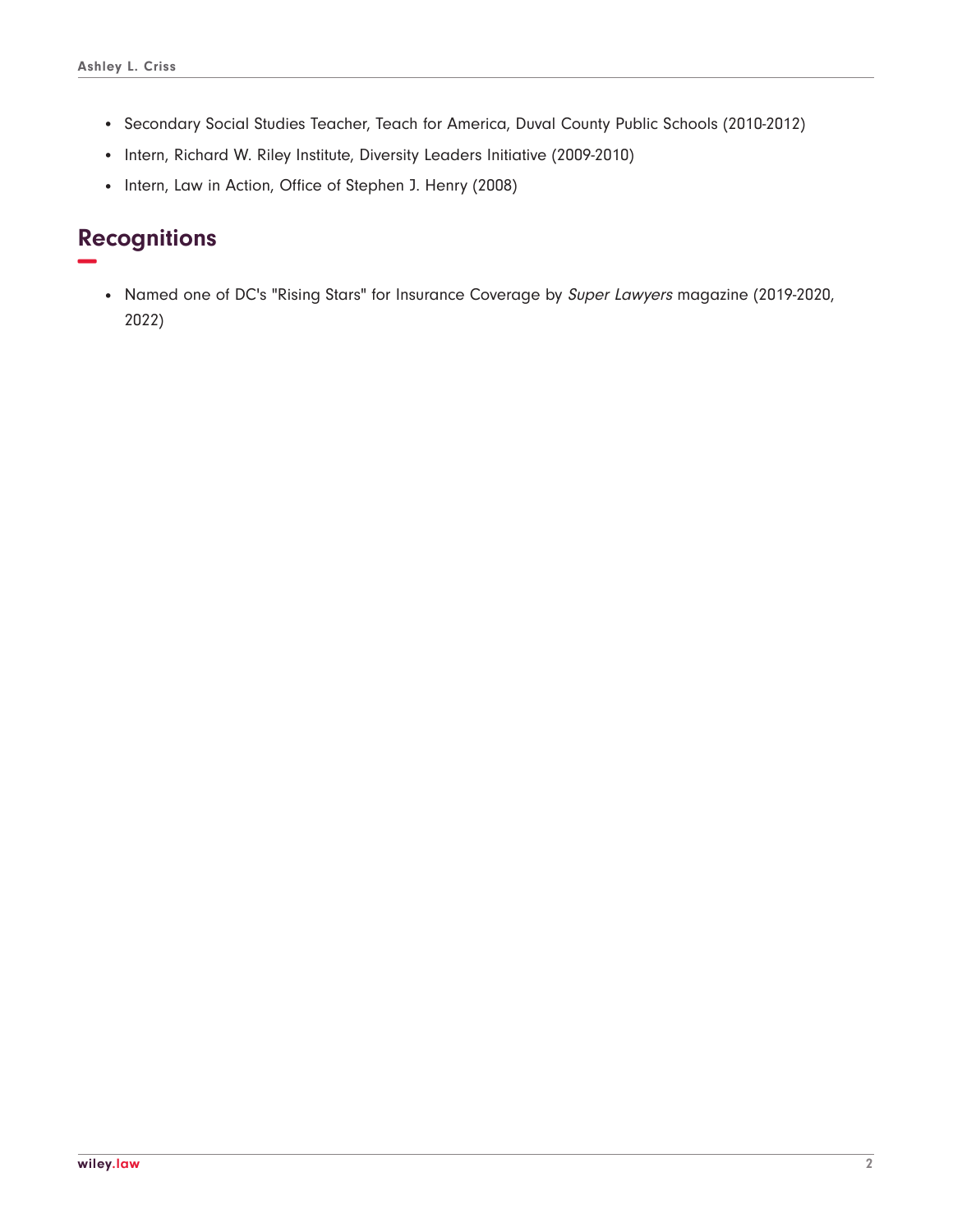- Secondary Social Studies Teacher, Teach for America, Duval County Public Schools (2010-2012)
- Intern, Richard W. Riley Institute, Diversity Leaders Initiative (2009-2010)
- Intern, Law in Action, Office of Stephen J. Henry (2008)

## Recognitions

- Named one of DC's "Rising Stars" for Insurance Coverage by *Super Lawyers* magazine (2019-2020, 2022)